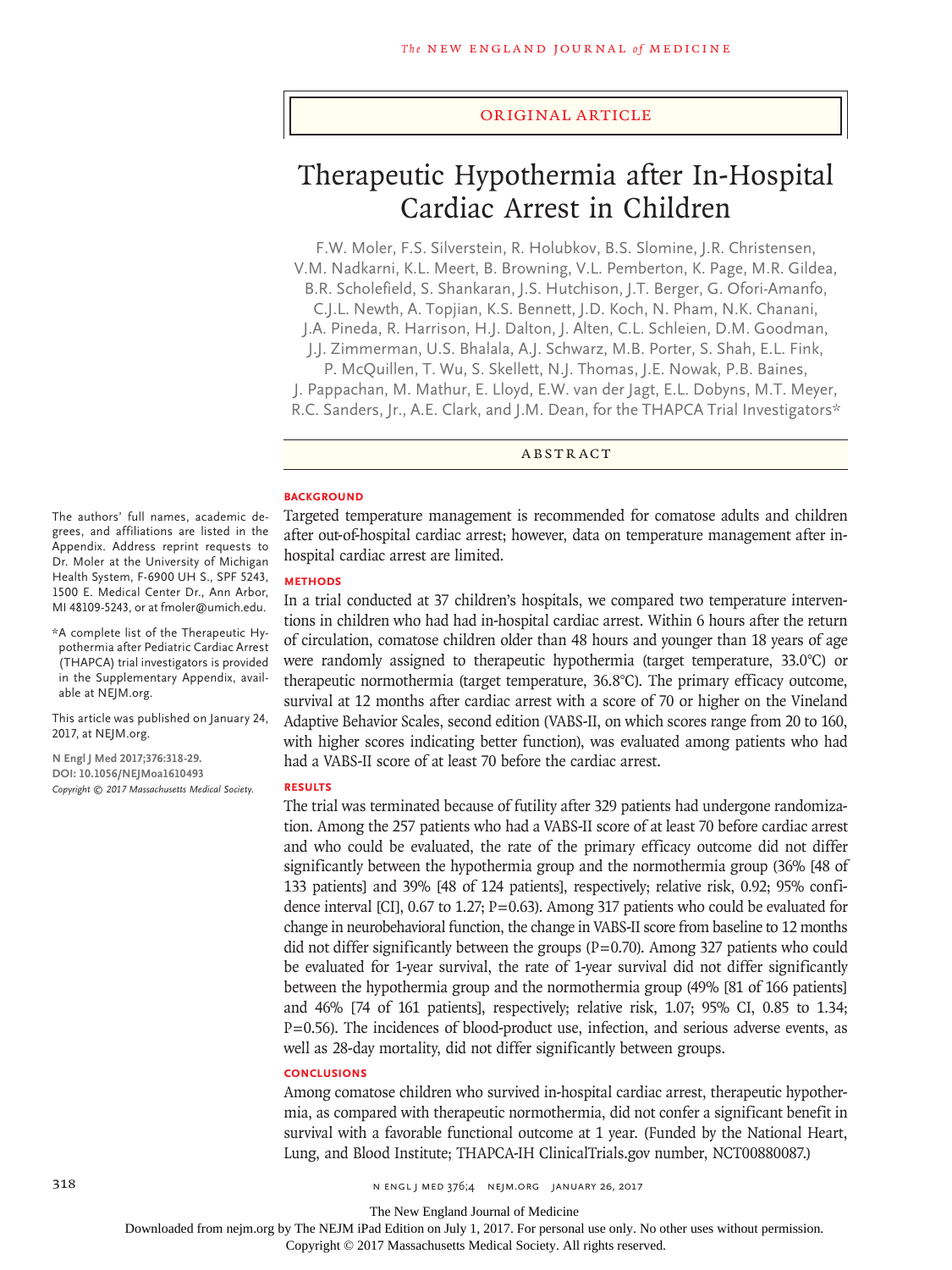ORIGINAL ARTICLE

# Therapeutic Hypothermia after In-Hospital Cardiac Arrest in Children

F.W. Moler, F.S. Silverstein, R. Holubkov, B.S. Slomine, J.R. Christensen, V.M. Nadkarni, K.L. Meert, B. Browning, V.L. Pemberton, K. Page, M.R. Gildea, B.R. Scholefield, S. Shankaran, J.S. Hutchison, J.T. Berger, G. Ofori-Amanfo, C.J.L. Newth, A. Topjian, K.S. Bennett, J.D. Koch, N. Pham, N.K. Chanani, J.A. Pineda, R. Harrison, H.J. Dalton, J. Alten, C.L. Schleien, D.M. Goodman, J.J. Zimmerman, U.S. Bhalala, A.J. Schwarz, M.B. Porter, S. Shah, E.L. Fink, P. McQuillen, T. Wu, S. Skellett, N.J. Thomas, J.E. Nowak, P.B. Baines, J. Pappachan, M. Mathur, E. Lloyd, E.W. van der Jagt, E.L. Dobyns, M.T. Meyer, R.C. Sanders, Jr., A.E. Clark, and J.M. Dean, for the THAPCA Trial Investigators*

## ABSTRACT

### BACKGROUND

Targeted temperature management is recommended for comatose adults and children after out-of-hospital cardiac arrest; however, data on temperature management after in-hospital cardiac arrest are limited.

### METHODS

In a trial conducted at 37 children's hospitals, we compared two temperature interventions in children who had had in-hospital cardiac arrest. Within 6 hours after the return of circulation, comatose children older than 48 hours and younger than 18 years of age were randomly assigned to therapeutic hypothermia (target temperature, 33.0°C) or therapeutic normothermia (target temperature, 36.8°C). The primary efficacy outcome, survival at 12 months after cardiac arrest with a score of 70 or higher on the Vineland Adaptive Behavior Scales, second edition (VABS-II, on which scores range from 20 to 160, with higher scores indicating better function), was evaluated among patients who had had a VABS-II score of at least 70 before the cardiac arrest.

### RESULTS

The trial was terminated because of futility after 329 patients had undergone randomization. Among the 257 patients who had a VABS-II score of at least 70 before cardiac arrest and who could be evaluated, the rate of the primary efficacy outcome did not differ significantly between the hypothermia group and the normothermia group (36% [48 of 133 patients] and 39% [48 of 124 patients], respectively; relative risk, 0.92; 95% confidence interval [CI], 0.67 to 1.27; P=0.63). Among 317 patients who could be evaluated for change in neurobehavioral function, the change in VABS-II score from baseline to 12 months did not differ significantly between the groups (P=0.70). Among 327 patients who could be evaluated for 1-year survival, the rate of 1-year survival did not differ significantly between the hypothermia group and the normothermia group (49% [81 of 166 patients] and 46% [74 of 161 patients], respectively; relative risk, 1.07; 95% CI, 0.85 to 1.34; P=0.56). The incidences of blood-product use, infection, and serious adverse events, as well as 28-day mortality, did not differ significantly between groups.

### CONCLUSIONS

Among comatose children who survived in-hospital cardiac arrest, therapeutic hypothermia, as compared with therapeutic normothermia, did not confer a significant benefit in survival with a favorable functional outcome at 1 year. (Funded by the National Heart, Lung, and Blood Institute; THAPCA-IH ClinicalTrials.gov number, NCT00880087.)

The authors' full names, academic degrees, and affiliations are listed in the Appendix. Address reprint requests to Dr. Moler at the University of Michigan Health System, F-6900 UH S., SPF 5243, 1500 E. Medical Center Dr., Ann Arbor, MI 48109-5243, or at fmoler@umich.edu.

*A complete list of the Therapeutic Hypothermia after Pediatric Cardiac Arrest (THAPCA) trial investigators is provided in the Supplementary Appendix, available at NEJM.org.

This article was published on January 24, 2017, at NEJM.org.

N Engl J Med 2017;376:318-29.
DOI: 10.1056/NEJMoa1610493
Copyright © 2017 Massachusetts Medical Society.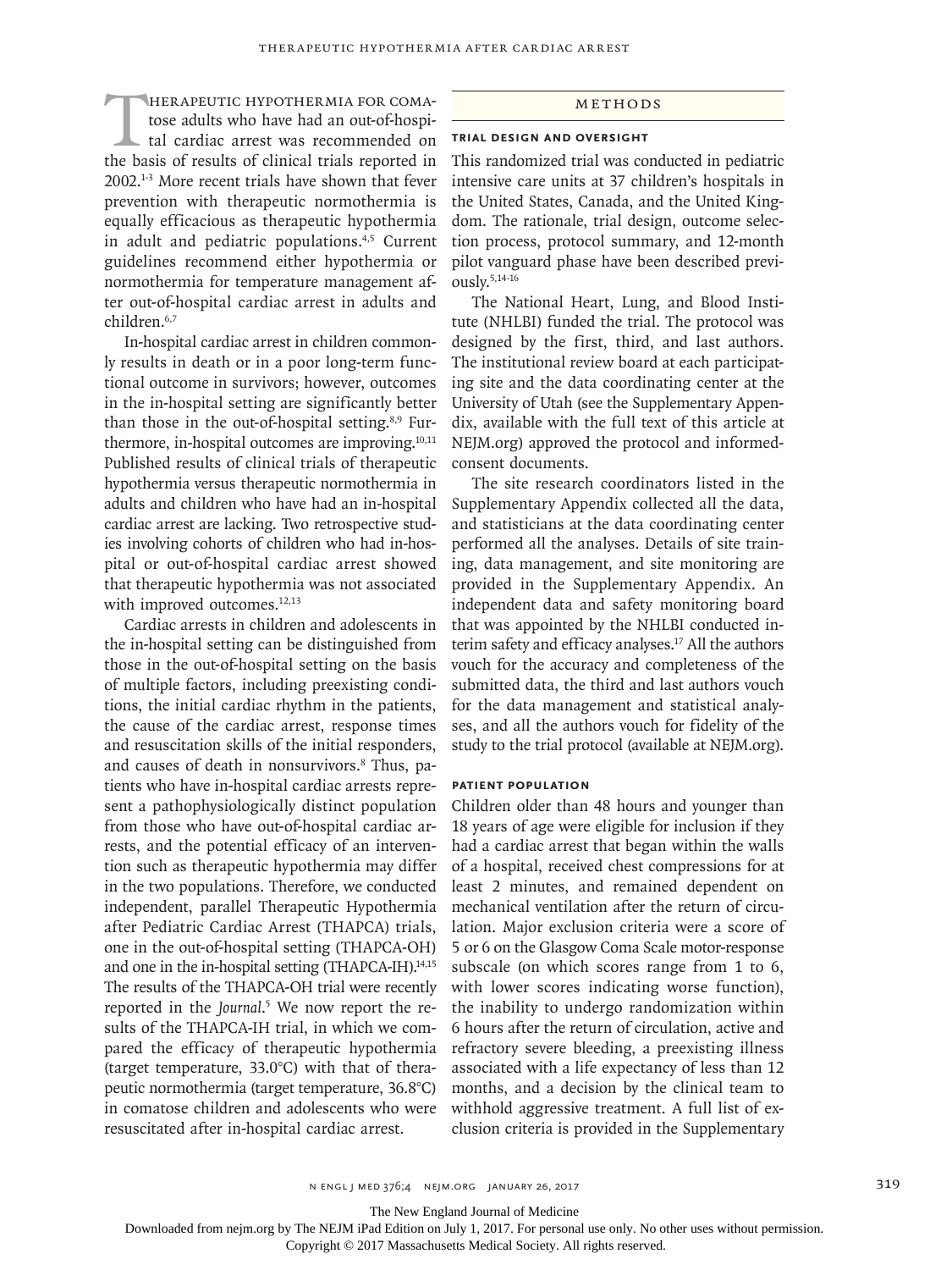Therapeutic hypothermia for comatose adults who have had an out-of-hospital cardiac arrest was recommended on the basis of results of clinical trials reported in 2002.[1-3] More recent trials have shown that fever prevention with therapeutic normothermia is equally efficacious as therapeutic hypothermia in adult and pediatric populations.[4,5] Current guidelines recommend either hypothermia or normothermia for temperature management after out-of-hospital cardiac arrest in adults and children.[6,7]

In-hospital cardiac arrest in children commonly results in death or in a poor long-term functional outcome in survivors; however, outcomes in the in-hospital setting are significantly better than those in the out-of-hospital setting.[8,9] Furthermore, in-hospital outcomes are improving.[10,11] Published results of clinical trials of therapeutic hypothermia versus therapeutic normothermia in adults and children who have had an in-hospital cardiac arrest are lacking. Two retrospective studies involving cohorts of children who had in-hospital or out-of-hospital cardiac arrest showed that therapeutic hypothermia was not associated with improved outcomes.[12,13]

Cardiac arrests in children and adolescents in the in-hospital setting can be distinguished from those in the out-of-hospital setting on the basis of multiple factors, including preexisting conditions, the initial cardiac rhythm in the patients, the cause of the cardiac arrest, response times and resuscitation skills of the initial responders, and causes of death in nonsurvivors.[8] Thus, patients who have in-hospital cardiac arrests represent a pathophysiologically distinct population from those who have out-of-hospital cardiac arrests, and the potential efficacy of an intervention such as therapeutic hypothermia may differ in the two populations. Therefore, we conducted independent, parallel Therapeutic Hypothermia after Pediatric Cardiac Arrest (THAPCA) trials, one in the out-of-hospital setting (THAPCA-OH) and one in the in-hospital setting (THAPCA-IH).[14,15] The results of the THAPCA-OH trial were recently reported in the *Journal*.[5] We now report the results of the THAPCA-IH trial, in which we compared the efficacy of therapeutic hypothermia (target temperature, 33.0°C) with that of therapeutic normothermia (target temperature, 36.8°C) in comatose children and adolescents who were resuscitated after in-hospital cardiac arrest.

## Methods

### Trial Design and Oversight

This randomized trial was conducted in pediatric intensive care units at 37 children's hospitals in the United States, Canada, and the United Kingdom. The rationale, trial design, outcome selection process, protocol summary, and 12-month pilot vanguard phase have been described previously.[5,14-16]

The National Heart, Lung, and Blood Institute (NHLBI) funded the trial. The protocol was designed by the first, third, and last authors. The institutional review board at each participating site and the data coordinating center at the University of Utah (see the Supplementary Appendix, available with the full text of this article at NEJM.org) approved the protocol and informed-consent documents.

The site research coordinators listed in the Supplementary Appendix collected all the data, and statisticians at the data coordinating center performed all the analyses. Details of site training, data management, and site monitoring are provided in the Supplementary Appendix. An independent data and safety monitoring board that was appointed by the NHLBI conducted interim safety and efficacy analyses.[17] All the authors vouch for the accuracy and completeness of the submitted data, the third and last authors vouch for the data management and statistical analyses, and all the authors vouch for fidelity of the study to the trial protocol (available at NEJM.org).

### Patient Population

Children older than 48 hours and younger than 18 years of age were eligible for inclusion if they had a cardiac arrest that began within the walls of a hospital, received chest compressions for at least 2 minutes, and remained dependent on mechanical ventilation after the return of circulation. Major exclusion criteria were a score of 5 or 6 on the Glasgow Coma Scale motor-response subscale (on which scores range from 1 to 6, with lower scores indicating worse function), the inability to undergo randomization within 6 hours after the return of circulation, active and refractory severe bleeding, a preexisting illness associated with a life expectancy of less than 12 months, and a decision by the clinical team to withhold aggressive treatment. A full list of exclusion criteria is provided in the Supplementary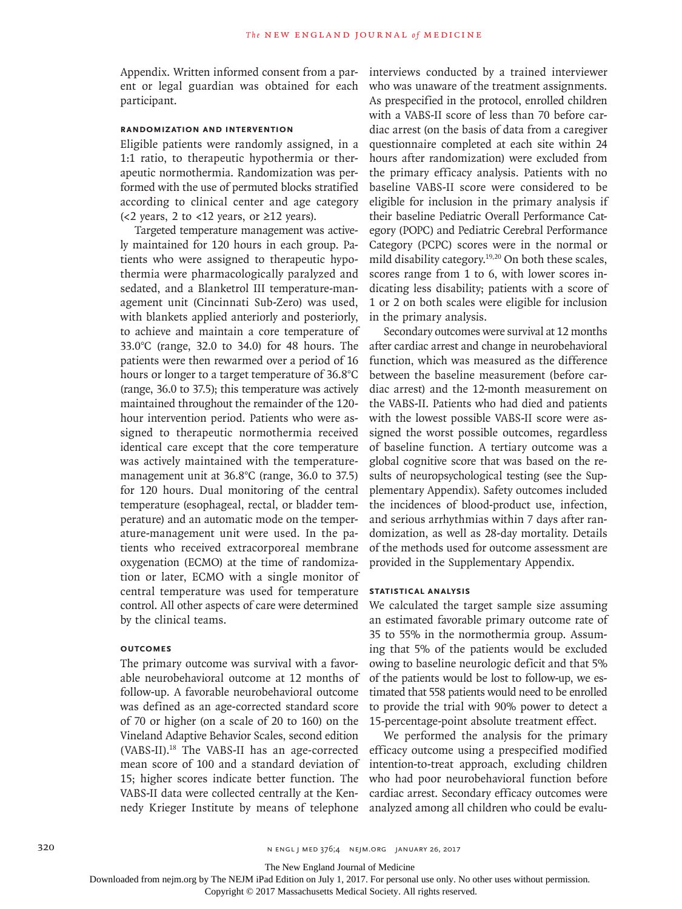Appendix. Written informed consent from a parent or legal guardian was obtained for each participant.

### Randomization and Intervention

Eligible patients were randomly assigned, in a 1:1 ratio, to therapeutic hypothermia or therapeutic normothermia. Randomization was performed with the use of permuted blocks stratified according to clinical center and age category (<2 years, 2 to <12 years, or ≥12 years).

Targeted temperature management was actively maintained for 120 hours in each group. Patients who were assigned to therapeutic hypothermia were pharmacologically paralyzed and sedated, and a Blanketrol III temperature-management unit (Cincinnati Sub-Zero) was used, with blankets applied anteriorly and posteriorly, to achieve and maintain a core temperature of 33.0°C (range, 32.0 to 34.0) for 48 hours. The patients were then rewarmed over a period of 16 hours or longer to a target temperature of 36.8°C (range, 36.0 to 37.5); this temperature was actively maintained throughout the remainder of the 120-hour intervention period. Patients who were assigned to therapeutic normothermia received identical care except that the core temperature was actively maintained with the temperature-management unit at 36.8°C (range, 36.0 to 37.5) for 120 hours. Dual monitoring of the central temperature (esophageal, rectal, or bladder temperature) and an automatic mode on the temperature-management unit were used. In the patients who received extracorporeal membrane oxygenation (ECMO) at the time of randomization or later, ECMO with a single monitor of central temperature was used for temperature control. All other aspects of care were determined by the clinical teams.

### Outcomes

The primary outcome was survival with a favorable neurobehavioral outcome at 12 months of follow-up. A favorable neurobehavioral outcome was defined as an age-corrected standard score of 70 or higher (on a scale of 20 to 160) on the Vineland Adaptive Behavior Scales, second edition (VABS-II).[18] The VABS-II has an age-corrected mean score of 100 and a standard deviation of 15; higher scores indicate better function. The VABS-II data were collected centrally at the Kennedy Krieger Institute by means of telephone interviews conducted by a trained interviewer who was unaware of the treatment assignments. As prespecified in the protocol, enrolled children with a VABS-II score of less than 70 before cardiac arrest (on the basis of data from a caregiver questionnaire completed at each site within 24 hours after randomization) were excluded from the primary efficacy analysis. Patients with no baseline VABS-II score were considered to be eligible for inclusion in the primary analysis if their baseline Pediatric Overall Performance Category (POPC) and Pediatric Cerebral Performance Category (PCPC) scores were in the normal or mild disability category.[19,20] On both these scales, scores range from 1 to 6, with lower scores indicating less disability; patients with a score of 1 or 2 on both scales were eligible for inclusion in the primary analysis.

Secondary outcomes were survival at 12 months after cardiac arrest and change in neurobehavioral function, which was measured as the difference between the baseline measurement (before cardiac arrest) and the 12-month measurement on the VABS-II. Patients who had died and patients with the lowest possible VABS-II score were assigned the worst possible outcomes, regardless of baseline function. A tertiary outcome was a global cognitive score that was based on the results of neuropsychological testing (see the Supplementary Appendix). Safety outcomes included the incidences of blood-product use, infection, and serious arrhythmias within 7 days after randomization, as well as 28-day mortality. Details of the methods used for outcome assessment are provided in the Supplementary Appendix.

### Statistical Analysis

We calculated the target sample size assuming an estimated favorable primary outcome rate of 35 to 55% in the normothermia group. Assuming that 5% of the patients would be excluded owing to baseline neurologic deficit and that 5% of the patients would be lost to follow-up, we estimated that 558 patients would need to be enrolled to provide the trial with 90% power to detect a 15-percentage-point absolute treatment effect.

We performed the analysis for the primary efficacy outcome using a prespecified modified intention-to-treat approach, excluding children who had poor neurobehavioral function before cardiac arrest. Secondary efficacy outcomes were analyzed among all children who could be evalu-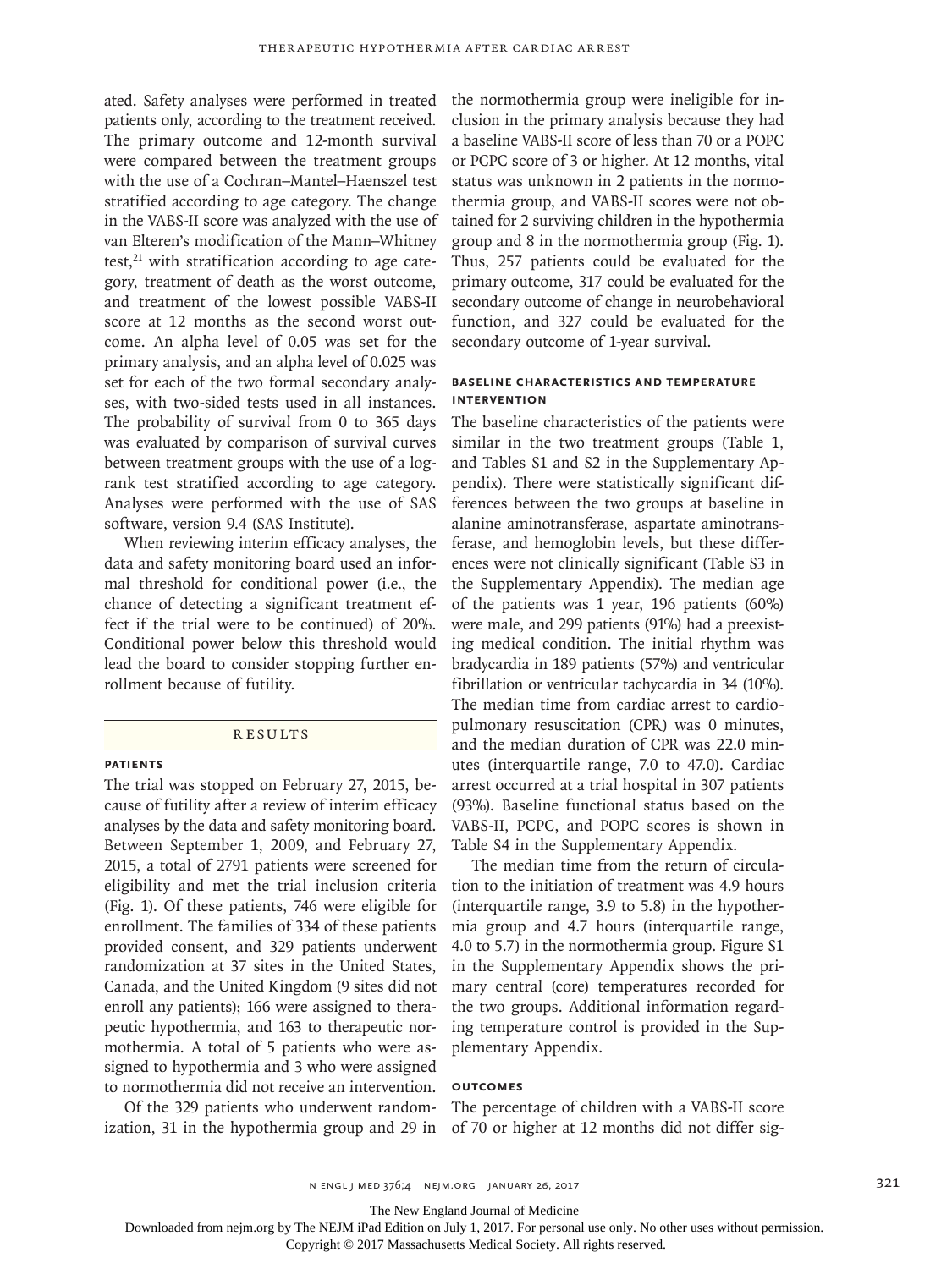ated. Safety analyses were performed in treated patients only, according to the treatment received. The primary outcome and 12-month survival were compared between the treatment groups with the use of a Cochran–Mantel–Haenszel test stratified according to age category. The change in the VABS-II score was analyzed with the use of van Elteren's modification of the Mann–Whitney test,[21] with stratification according to age category, treatment of death as the worst outcome, and treatment of the lowest possible VABS-II score at 12 months as the second worst outcome. An alpha level of 0.05 was set for the primary analysis, and an alpha level of 0.025 was set for each of the two formal secondary analyses, with two-sided tests used in all instances. The probability of survival from 0 to 365 days was evaluated by comparison of survival curves between treatment groups with the use of a log-rank test stratified according to age category. Analyses were performed with the use of SAS software, version 9.4 (SAS Institute).

When reviewing interim efficacy analyses, the data and safety monitoring board used an informal threshold for conditional power (i.e., the chance of detecting a significant treatment effect if the trial were to be continued) of 20%. Conditional power below this threshold would lead the board to consider stopping further enrollment because of futility.

## RESULTS

### PATIENTS

The trial was stopped on February 27, 2015, because of futility after a review of interim efficacy analyses by the data and safety monitoring board. Between September 1, 2009, and February 27, 2015, a total of 2791 patients were screened for eligibility and met the trial inclusion criteria (Fig. 1). Of these patients, 746 were eligible for enrollment. The families of 334 of these patients provided consent, and 329 patients underwent randomization at 37 sites in the United States, Canada, and the United Kingdom (9 sites did not enroll any patients); 166 were assigned to therapeutic hypothermia, and 163 to therapeutic normothermia. A total of 5 patients who were assigned to hypothermia and 3 who were assigned to normothermia did not receive an intervention.

Of the 329 patients who underwent randomization, 31 in the hypothermia group and 29 in the normothermia group were ineligible for inclusion in the primary analysis because they had a baseline VABS-II score of less than 70 or a POPC or PCPC score of 3 or higher. At 12 months, vital status was unknown in 2 patients in the normothermia group, and VABS-II scores were not obtained for 2 surviving children in the hypothermia group and 8 in the normothermia group (Fig. 1). Thus, 257 patients could be evaluated for the primary outcome, 317 could be evaluated for the secondary outcome of change in neurobehavioral function, and 327 could be evaluated for the secondary outcome of 1-year survival.

### BASELINE CHARACTERISTICS AND TEMPERATURE INTERVENTION

The baseline characteristics of the patients were similar in the two treatment groups (Table 1, and Tables S1 and S2 in the Supplementary Appendix). There were statistically significant differences between the two groups at baseline in alanine aminotransferase, aspartate aminotransferase, and hemoglobin levels, but these differences were not clinically significant (Table S3 in the Supplementary Appendix). The median age of the patients was 1 year, 196 patients (60%) were male, and 299 patients (91%) had a preexisting medical condition. The initial rhythm was bradycardia in 189 patients (57%) and ventricular fibrillation or ventricular tachycardia in 34 (10%). The median time from cardiac arrest to cardiopulmonary resuscitation (CPR) was 0 minutes, and the median duration of CPR was 22.0 minutes (interquartile range, 7.0 to 47.0). Cardiac arrest occurred at a trial hospital in 307 patients (93%). Baseline functional status based on the VABS-II, PCPC, and POPC scores is shown in Table S4 in the Supplementary Appendix.

The median time from the return of circulation to the initiation of treatment was 4.9 hours (interquartile range, 3.9 to 5.8) in the hypothermia group and 4.7 hours (interquartile range, 4.0 to 5.7) in the normothermia group. Figure S1 in the Supplementary Appendix shows the primary central (core) temperatures recorded for the two groups. Additional information regarding temperature control is provided in the Supplementary Appendix.

### OUTCOMES

The percentage of children with a VABS-II score of 70 or higher at 12 months did not differ sig-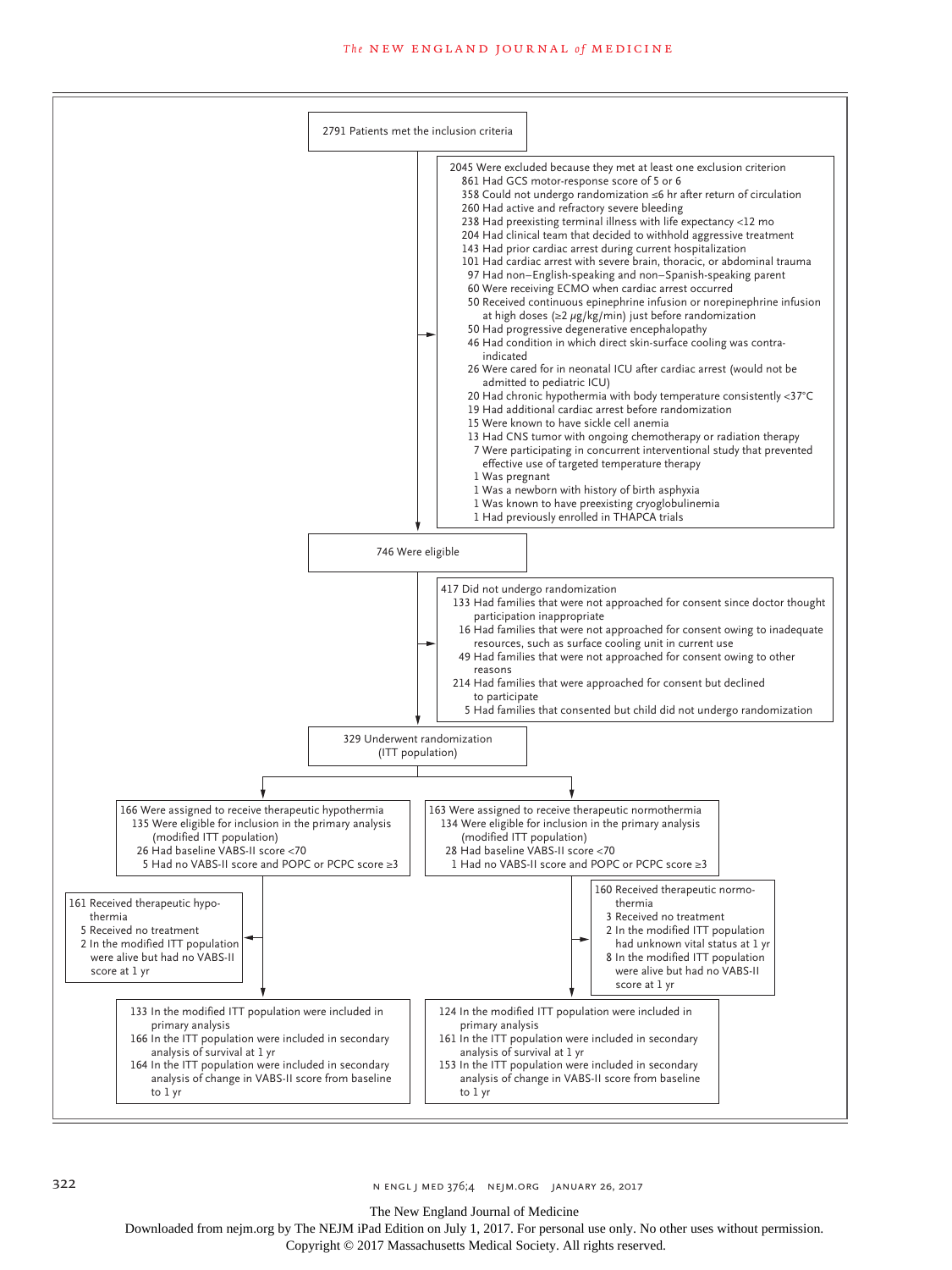2791 Patients met the inclusion criteria

2045 Were excluded because they met at least one exclusion criterion
- 861 Had GCS motor-response score of 5 or 6
- 358 Could not undergo randomization ≤6 hr after return of circulation
- 260 Had active and refractory severe bleeding
- 238 Had preexisting terminal illness with life expectancy <12 mo
- 204 Had clinical team that decided to withhold aggressive treatment
- 143 Had prior cardiac arrest during current hospitalization
- 101 Had cardiac arrest with severe brain, thoracic, or abdominal trauma
- 97 Had non–English-speaking and non–Spanish-speaking parent
- 60 Were receiving ECMO when cardiac arrest occurred
- 50 Received continuous epinephrine infusion or norepinephrine infusion at high doses (≥2 μg/kg/min) just before randomization
- 50 Had progressive degenerative encephalopathy
- 46 Had condition in which direct skin-surface cooling was contraindicated
- 26 Were cared for in neonatal ICU after cardiac arrest (would not be admitted to pediatric ICU)
- 20 Had chronic hypothermia with body temperature consistently <37°C
- 19 Had additional cardiac arrest before randomization
- 15 Were known to have sickle cell anemia
- 13 Had CNS tumor with ongoing chemotherapy or radiation therapy
- 7 Were participating in concurrent interventional study that prevented effective use of targeted temperature therapy
- 1 Was pregnant
- 1 Was a newborn with history of birth asphyxia
- 1 Was known to have preexisting cryoglobulinemia
- 1 Had previously enrolled in THAPCA trials

746 Were eligible

417 Did not undergo randomization
- 133 Had families that were not approached for consent since doctor thought participation inappropriate
- 16 Had families that were not approached for consent owing to inadequate resources, such as surface cooling unit in current use
- 49 Had families that were not approached for consent owing to other reasons
- 214 Had families that were approached for consent but declined to participate
- 5 Had families that consented but child did not undergo randomization

329 Underwent randomization (ITT population)

166 Were assigned to receive therapeutic hypothermia
- 135 Were eligible for inclusion in the primary analysis (modified ITT population)
- 26 Had baseline VABS-II score <70
- 5 Had no VABS-II score and POPC or PCPC score ≥3

163 Were assigned to receive therapeutic normothermia
- 134 Were eligible for inclusion in the primary analysis (modified ITT population)
- 28 Had baseline VABS-II score <70
- 1 Had no VABS-II score and POPC or PCPC score ≥3

161 Received therapeutic hypothermia
- 5 Received no treatment
- 2 In the modified ITT population were alive but had no VABS-II score at 1 yr

160 Received therapeutic normothermia
- 3 Received no treatment
- 2 In the modified ITT population had unknown vital status at 1 yr
- 8 In the modified ITT population were alive but had no VABS-II score at 1 yr

Hypothermia group:
- 133 In the modified ITT population were included in primary analysis
- 166 In the ITT population were included in secondary analysis of survival at 1 yr
- 164 In the ITT population were included in secondary analysis of change in VABS-II score from baseline to 1 yr

Normothermia group:
- 124 In the modified ITT population were included in primary analysis
- 161 In the ITT population were included in secondary analysis of survival at 1 yr
- 153 In the ITT population were included in secondary analysis of change in VABS-II score from baseline to 1 yr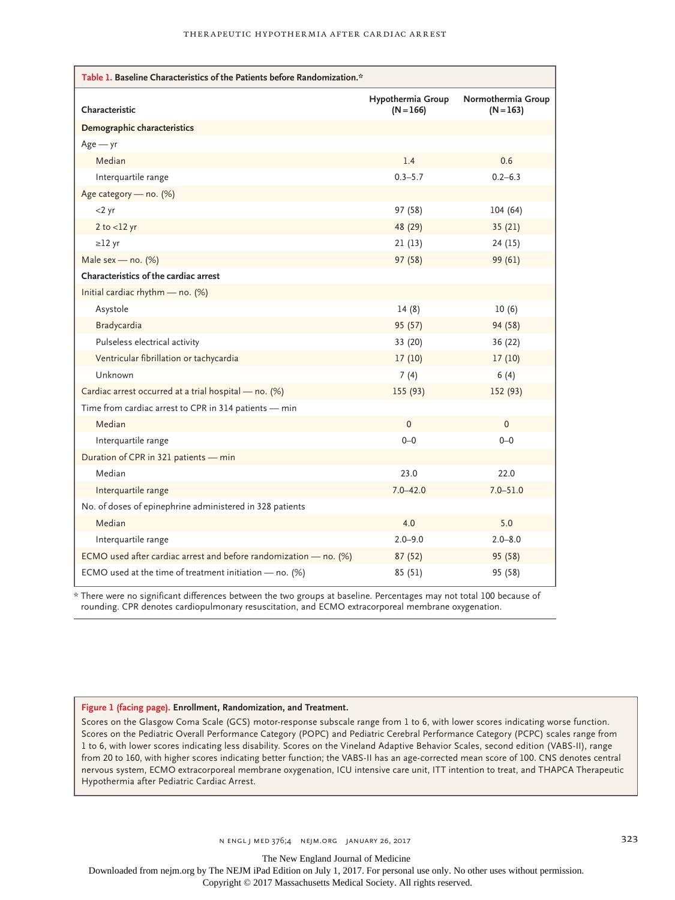**Table 1. Baseline Characteristics of the Patients before Randomization.***

| Characteristic | Hypothermia Group (N=166) | Normothermia Group (N=163) |
|---|---|---|
| **Demographic characteristics** | | |
| Age — yr | | |
| Median | 1.4 | 0.6 |
| Interquartile range | 0.3–5.7 | 0.2–6.3 |
| Age category — no. (%) | | |
| <2 yr | 97 (58) | 104 (64) |
| 2 to <12 yr | 48 (29) | 35 (21) |
| ≥12 yr | 21 (13) | 24 (15) |
| Male sex — no. (%) | 97 (58) | 99 (61) |
| **Characteristics of the cardiac arrest** | | |
| Initial cardiac rhythm — no. (%) | | |
| Asystole | 14 (8) | 10 (6) |
| Bradycardia | 95 (57) | 94 (58) |
| Pulseless electrical activity | 33 (20) | 36 (22) |
| Ventricular fibrillation or tachycardia | 17 (10) | 17 (10) |
| Unknown | 7 (4) | 6 (4) |
| Cardiac arrest occurred at a trial hospital — no. (%) | 155 (93) | 152 (93) |
| Time from cardiac arrest to CPR in 314 patients — min | | |
| Median | 0 | 0 |
| Interquartile range | 0–0 | 0–0 |
| Duration of CPR in 321 patients — min | | |
| Median | 23.0 | 22.0 |
| Interquartile range | 7.0–42.0 | 7.0–51.0 |
| No. of doses of epinephrine administered in 328 patients | | |
| Median | 4.0 | 5.0 |
| Interquartile range | 2.0–9.0 | 2.0–8.0 |
| ECMO used after cardiac arrest and before randomization — no. (%) | 87 (52) | 95 (58) |
| ECMO used at the time of treatment initiation — no. (%) | 85 (51) | 95 (58) |

* There were no significant differences between the two groups at baseline. Percentages may not total 100 because of rounding. CPR denotes cardiopulmonary resuscitation, and ECMO extracorporeal membrane oxygenation.

**Figure 1 (facing page). Enrollment, Randomization, and Treatment.**

Scores on the Glasgow Coma Scale (GCS) motor-response subscale range from 1 to 6, with lower scores indicating worse function. Scores on the Pediatric Overall Performance Category (POPC) and Pediatric Cerebral Performance Category (PCPC) scales range from 1 to 6, with lower scores indicating less disability. Scores on the Vineland Adaptive Behavior Scales, second edition (VABS-II), range from 20 to 160, with higher scores indicating better function; the VABS-II has an age-corrected mean score of 100. CNS denotes central nervous system, ECMO extracorporeal membrane oxygenation, ICU intensive care unit, ITT intention to treat, and THAPCA Therapeutic Hypothermia after Pediatric Cardiac Arrest.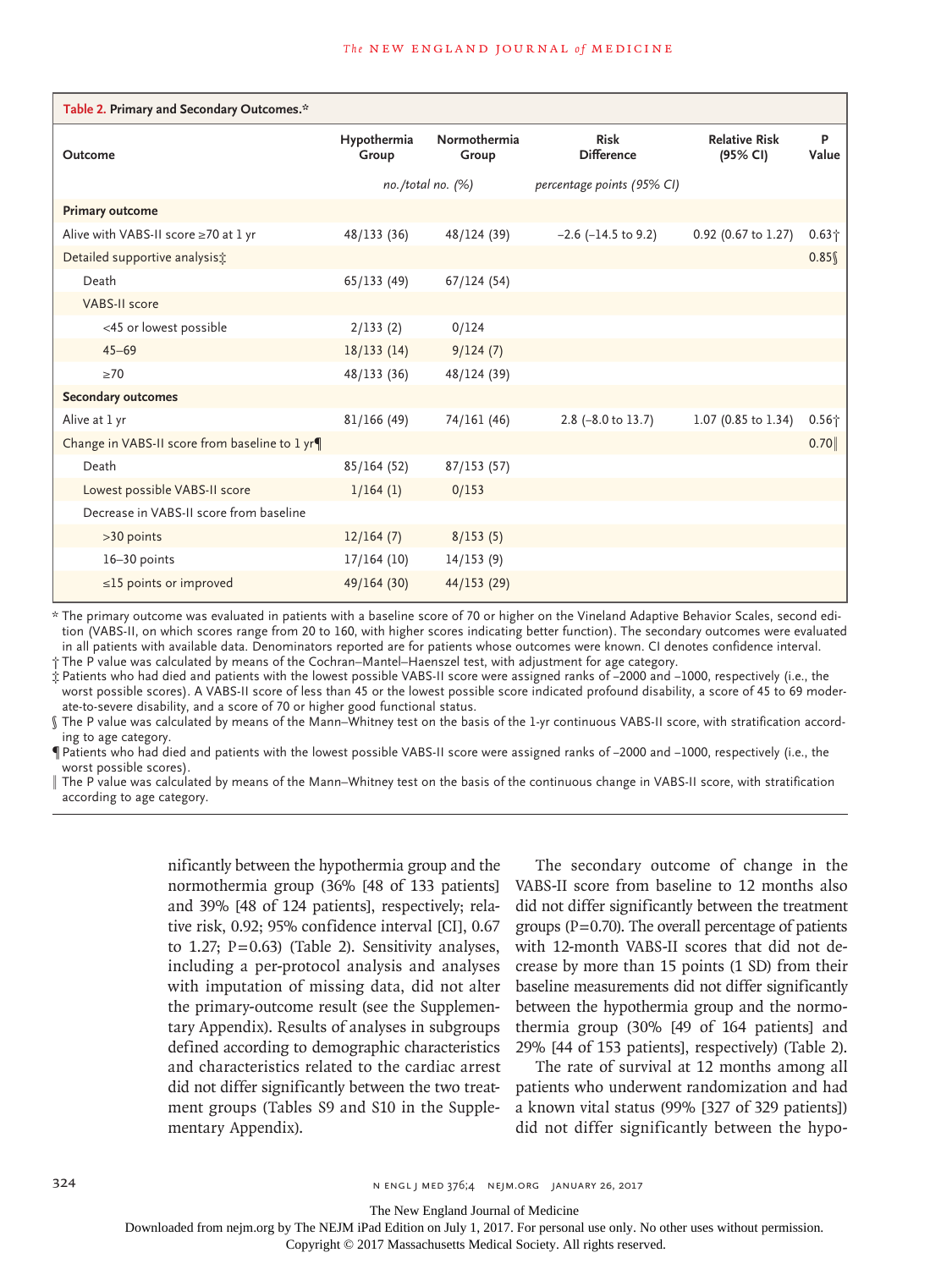**Table 2. Primary and Secondary Outcomes.***

| Outcome | Hypothermia Group | Normothermia Group | Risk Difference | Relative Risk (95% CI) | P Value |
|---|---|---|---|---|---|
| | no./total no. (%) | | percentage points (95% CI) | | |
| **Primary outcome** | | | | | |
| Alive with VABS-II score ≥70 at 1 yr | 48/133 (36) | 48/124 (39) | −2.6 (−14.5 to 9.2) | 0.92 (0.67 to 1.27) | 0.63† |
| Detailed supportive analysis‡ | | | | | 0.85§ |
| Death | 65/133 (49) | 67/124 (54) | | | |
| VABS-II score | | | | | |
| <45 or lowest possible | 2/133 (2) | 0/124 | | | |
| 45–69 | 18/133 (14) | 9/124 (7) | | | |
| ≥70 | 48/133 (36) | 48/124 (39) | | | |
| **Secondary outcomes** | | | | | |
| Alive at 1 yr | 81/166 (49) | 74/161 (46) | 2.8 (−8.0 to 13.7) | 1.07 (0.85 to 1.34) | 0.56† |
| Change in VABS-II score from baseline to 1 yr¶ | | | | | 0.70‖ |
| Death | 85/164 (52) | 87/153 (57) | | | |
| Lowest possible VABS-II score | 1/164 (1) | 0/153 | | | |
| Decrease in VABS-II score from baseline | | | | | |
| >30 points | 12/164 (7) | 8/153 (5) | | | |
| 16–30 points | 17/164 (10) | 14/153 (9) | | | |
| ≤15 points or improved | 49/164 (30) | 44/153 (29) | | | |

\* The primary outcome was evaluated in patients with a baseline score of 70 or higher on the Vineland Adaptive Behavior Scales, second edition (VABS-II, on which scores range from 20 to 160, with higher scores indicating better function). The secondary outcomes were evaluated in all patients with available data. Denominators reported are for patients whose outcomes were known. CI denotes confidence interval.

† The P value was calculated by means of the Cochran–Mantel–Haenszel test, with adjustment for age category.

‡ Patients who had died and patients with the lowest possible VABS-II score were assigned ranks of −2000 and −1000, respectively (i.e., the worst possible scores). A VABS-II score of less than 45 or the lowest possible score indicated profound disability, a score of 45 to 69 moderate-to-severe disability, and a score of 70 or higher good functional status.

§ The P value was calculated by means of the Mann–Whitney test on the basis of the 1-yr continuous VABS-II score, with stratification according to age category.

¶ Patients who had died and patients with the lowest possible VABS-II score were assigned ranks of −2000 and −1000, respectively (i.e., the worst possible scores).

‖ The P value was calculated by means of the Mann–Whitney test on the basis of the continuous change in VABS-II score, with stratification according to age category.

nificantly between the hypothermia group and the normothermia group (36% [48 of 133 patients] and 39% [48 of 124 patients], respectively; relative risk, 0.92; 95% confidence interval [CI], 0.67 to 1.27; P=0.63) (Table 2). Sensitivity analyses, including a per-protocol analysis and analyses with imputation of missing data, did not alter the primary-outcome result (see the Supplementary Appendix). Results of analyses in subgroups defined according to demographic characteristics and characteristics related to the cardiac arrest did not differ significantly between the two treatment groups (Tables S9 and S10 in the Supplementary Appendix).

The secondary outcome of change in the VABS-II score from baseline to 12 months also did not differ significantly between the treatment groups (P=0.70). The overall percentage of patients with 12-month VABS-II scores that did not decrease by more than 15 points (1 SD) from their baseline measurements did not differ significantly between the hypothermia group and the normothermia group (30% [49 of 164 patients] and 29% [44 of 153 patients], respectively) (Table 2).

The rate of survival at 12 months among all patients who underwent randomization and had a known vital status (99% [327 of 329 patients]) did not differ significantly between the hypo-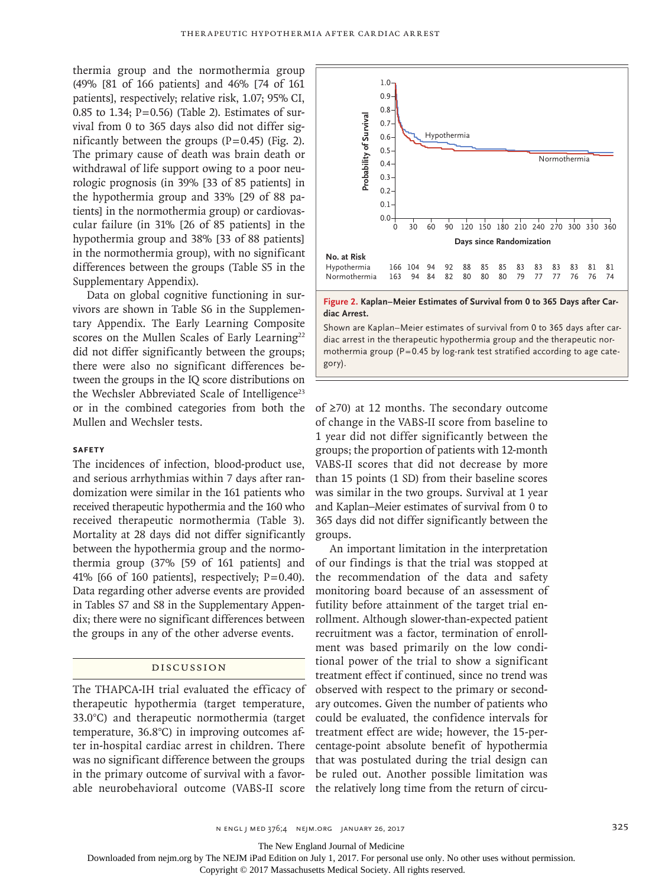thermia group and the normothermia group (49% [81 of 166 patients] and 46% [74 of 161 patients], respectively; relative risk, 1.07; 95% CI, 0.85 to 1.34; P=0.56) (Table 2). Estimates of survival from 0 to 365 days also did not differ significantly between the groups (P=0.45) (Fig. 2). The primary cause of death was brain death or withdrawal of life support owing to a poor neurologic prognosis (in 39% [33 of 85 patients] in the hypothermia group and 33% [29 of 88 patients] in the normothermia group) or cardiovascular failure (in 31% [26 of 85 patients] in the hypothermia group and 38% [33 of 88 patients] in the normothermia group), with no significant differences between the groups (Table S5 in the Supplementary Appendix).

Data on global cognitive functioning in survivors are shown in Table S6 in the Supplementary Appendix. The Early Learning Composite scores on the Mullen Scales of Early Learning[22] did not differ significantly between the groups; there were also no significant differences between the groups in the IQ score distributions on the Wechsler Abbreviated Scale of Intelligence[23] or in the combined categories from both the Mullen and Wechsler tests.

### Safety

The incidences of infection, blood-product use, and serious arrhythmias within 7 days after randomization were similar in the 161 patients who received therapeutic hypothermia and the 160 who received therapeutic normothermia (Table 3). Mortality at 28 days did not differ significantly between the hypothermia group and the normothermia group (37% [59 of 161 patients] and 41% [66 of 160 patients], respectively; P=0.40). Data regarding other adverse events are provided in Tables S7 and S8 in the Supplementary Appendix; there were no significant differences between the groups in any of the other adverse events.

**No. at Risk**

| Days since Randomization | 0 | 30 | 60 | 90 | 120 | 150 | 180 | 210 | 240 | 270 | 300 | 330 | 360 |
|---|---|---|---|---|---|---|---|---|---|---|---|---|---|
| Hypothermia | 166 | 104 | 94 | 92 | 88 | 85 | 85 | 83 | 83 | 83 | 83 | 81 | 81 |
| Normothermia | 163 | 94 | 84 | 82 | 80 | 80 | 80 | 79 | 77 | 77 | 76 | 76 | 74 |

**Figure 2. Kaplan–Meier Estimates of Survival from 0 to 365 Days after Cardiac Arrest.**

Shown are Kaplan–Meier estimates of survival from 0 to 365 days after cardiac arrest in the therapeutic hypothermia group and the therapeutic normothermia group (P=0.45 by log-rank test stratified according to age category).

## Discussion

The THAPCA-IH trial evaluated the efficacy of therapeutic hypothermia (target temperature, 33.0°C) and therapeutic normothermia (target temperature, 36.8°C) in improving outcomes after in-hospital cardiac arrest in children. There was no significant difference between the groups in the primary outcome of survival with a favorable neurobehavioral outcome (VABS-II score of ≥70) at 12 months. The secondary outcome of change in the VABS-II score from baseline to 1 year did not differ significantly between the groups; the proportion of patients with 12-month VABS-II scores that did not decrease by more than 15 points (1 SD) from their baseline scores was similar in the two groups. Survival at 1 year and Kaplan–Meier estimates of survival from 0 to 365 days did not differ significantly between the groups.

An important limitation in the interpretation of our findings is that the trial was stopped at the recommendation of the data and safety monitoring board because of an assessment of futility before attainment of the target trial enrollment. Although slower-than-expected patient recruitment was a factor, termination of enrollment was based primarily on the low conditional power of the trial to show a significant treatment effect if continued, since no trend was observed with respect to the primary or secondary outcomes. Given the number of patients who could be evaluated, the confidence intervals for treatment effect are wide; however, the 15-percentage-point absolute benefit of hypothermia that was postulated during the trial design can be ruled out. Another possible limitation was the relatively long time from the return of circu-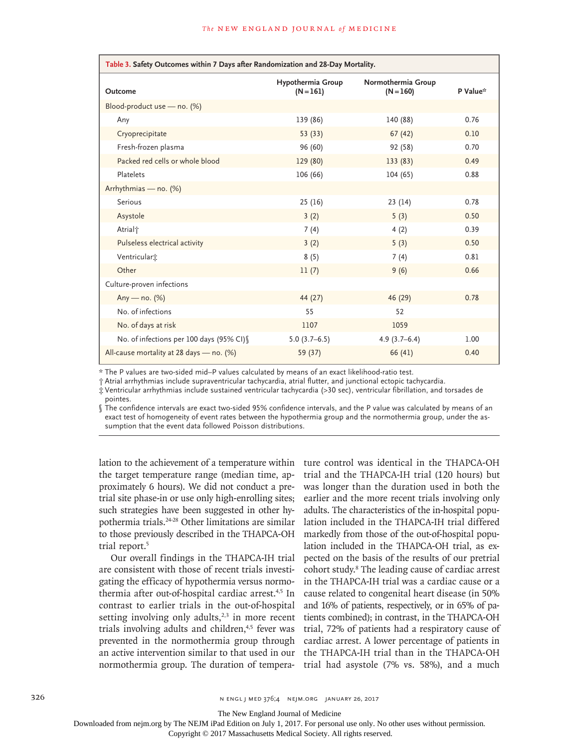**Table 3. Safety Outcomes within 7 Days after Randomization and 28-Day Mortality.**

| Outcome | Hypothermia Group (N=161) | Normothermia Group (N=160) | P Value* |
|---|---|---|---|
| Blood-product use — no. (%) | | | |
| Any | 139 (86) | 140 (88) | 0.76 |
| Cryoprecipitate | 53 (33) | 67 (42) | 0.10 |
| Fresh-frozen plasma | 96 (60) | 92 (58) | 0.70 |
| Packed red cells or whole blood | 129 (80) | 133 (83) | 0.49 |
| Platelets | 106 (66) | 104 (65) | 0.88 |
| Arrhythmias — no. (%) | | | |
| Serious | 25 (16) | 23 (14) | 0.78 |
| Asystole | 3 (2) | 5 (3) | 0.50 |
| Atrial† | 7 (4) | 4 (2) | 0.39 |
| Pulseless electrical activity | 3 (2) | 5 (3) | 0.50 |
| Ventricular‡ | 8 (5) | 7 (4) | 0.81 |
| Other | 11 (7) | 9 (6) | 0.66 |
| Culture-proven infections | | | |
| Any — no. (%) | 44 (27) | 46 (29) | 0.78 |
| No. of infections | 55 | 52 | |
| No. of days at risk | 1107 | 1059 | |
| No. of infections per 100 days (95% CI)§ | 5.0 (3.7–6.5) | 4.9 (3.7–6.4) | 1.00 |
| All-cause mortality at 28 days — no. (%) | 59 (37) | 66 (41) | 0.40 |

\* The P values are two-sided mid–P values calculated by means of an exact likelihood-ratio test.

† Atrial arrhythmias include supraventricular tachycardia, atrial flutter, and junctional ectopic tachycardia.

‡ Ventricular arrhythmias include sustained ventricular tachycardia (>30 sec), ventricular fibrillation, and torsades de pointes.

§ The confidence intervals are exact two-sided 95% confidence intervals, and the P value was calculated by means of an exact test of homogeneity of event rates between the hypothermia group and the normothermia group, under the assumption that the event data followed Poisson distributions.

lation to the achievement of a temperature within the target temperature range (median time, approximately 6 hours). We did not conduct a pretrial site phase-in or use only high-enrolling sites; such strategies have been suggested in other hypothermia trials.[24-28] Other limitations are similar to those previously described in the THAPCA-OH trial report.[5]

Our overall findings in the THAPCA-IH trial are consistent with those of recent trials investigating the efficacy of hypothermia versus normothermia after out-of-hospital cardiac arrest.[4,5] In contrast to earlier trials in the out-of-hospital setting involving only adults,[2,3] in more recent trials involving adults and children,[4,5] fever was prevented in the normothermia group through an active intervention similar to that used in our normothermia group. The duration of temperature control was identical in the THAPCA-OH trial and the THAPCA-IH trial (120 hours) but was longer than the duration used in both the earlier and the more recent trials involving only adults. The characteristics of the in-hospital population included in the THAPCA-IH trial differed markedly from those of the out-of-hospital population included in the THAPCA-OH trial, as expected on the basis of the results of our pretrial cohort study.[8] The leading cause of cardiac arrest in the THAPCA-IH trial was a cardiac cause or a cause related to congenital heart disease (in 50% and 16% of patients, respectively, or in 65% of patients combined); in contrast, in the THAPCA-OH trial, 72% of patients had a respiratory cause of cardiac arrest. A lower percentage of patients in the THAPCA-IH trial than in the THAPCA-OH trial had asystole (7% vs. 58%), and a much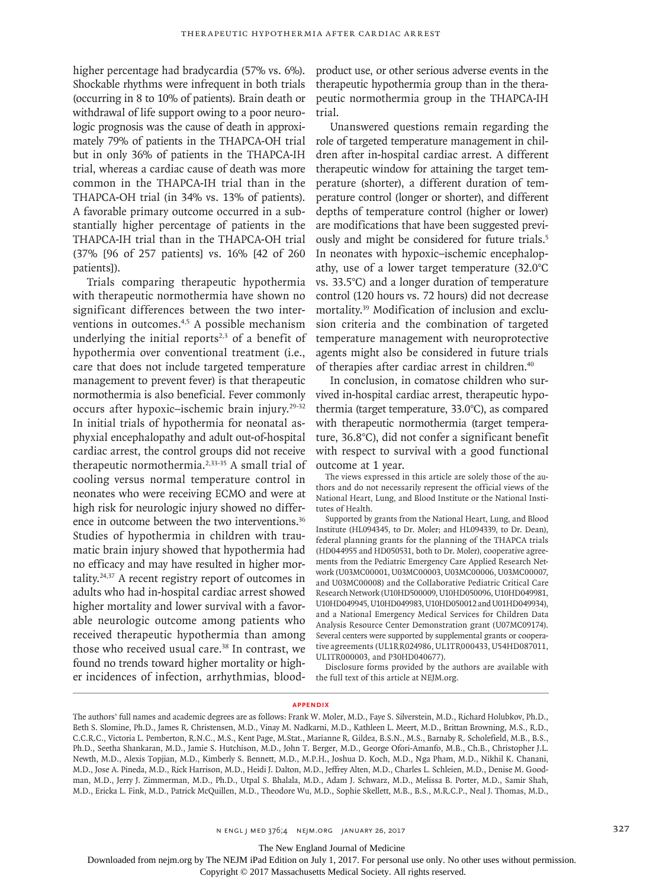higher percentage had bradycardia (57% vs. 6%). Shockable rhythms were infrequent in both trials (occurring in 8 to 10% of patients). Brain death or withdrawal of life support owing to a poor neurologic prognosis was the cause of death in approximately 79% of patients in the THAPCA-OH trial but in only 36% of patients in the THAPCA-IH trial, whereas a cardiac cause of death was more common in the THAPCA-IH trial than in the THAPCA-OH trial (in 34% vs. 13% of patients). A favorable primary outcome occurred in a substantially higher percentage of patients in the THAPCA-IH trial than in the THAPCA-OH trial (37% [96 of 257 patients] vs. 16% [42 of 260 patients]).

Trials comparing therapeutic hypothermia with therapeutic normothermia have shown no significant differences between the two interventions in outcomes.[4,5] A possible mechanism underlying the initial reports[2,3] of a benefit of hypothermia over conventional treatment (i.e., care that does not include targeted temperature management to prevent fever) is that therapeutic normothermia is also beneficial. Fever commonly occurs after hypoxic–ischemic brain injury.[29-32] In initial trials of hypothermia for neonatal asphyxial encephalopathy and adult out-of-hospital cardiac arrest, the control groups did not receive therapeutic normothermia.[2,33-35] A small trial of cooling versus normal temperature control in neonates who were receiving ECMO and were at high risk for neurologic injury showed no difference in outcome between the two interventions.[36] Studies of hypothermia in children with traumatic brain injury showed that hypothermia had no efficacy and may have resulted in higher mortality.[24,37] A recent registry report of outcomes in adults who had in-hospital cardiac arrest showed higher mortality and lower survival with a favorable neurologic outcome among patients who received therapeutic hypothermia than among those who received usual care.[38] In contrast, we found no trends toward higher mortality or higher incidences of infection, arrhythmias, blood-product use, or other serious adverse events in the therapeutic hypothermia group than in the therapeutic normothermia group in the THAPCA-IH trial.

Unanswered questions remain regarding the role of targeted temperature management in children after in-hospital cardiac arrest. A different therapeutic window for attaining the target temperature (shorter), a different duration of temperature control (longer or shorter), and different depths of temperature control (higher or lower) are modifications that have been suggested previously and might be considered for future trials.[5] In neonates with hypoxic–ischemic encephalopathy, use of a lower target temperature (32.0°C vs. 33.5°C) and a longer duration of temperature control (120 hours vs. 72 hours) did not decrease mortality.[39] Modification of inclusion and exclusion criteria and the combination of targeted temperature management with neuroprotective agents might also be considered in future trials of therapies after cardiac arrest in children.[40]

In conclusion, in comatose children who survived in-hospital cardiac arrest, therapeutic hypothermia (target temperature, 33.0°C), as compared with therapeutic normothermia (target temperature, 36.8°C), did not confer a significant benefit with respect to survival with a good functional outcome at 1 year.

The views expressed in this article are solely those of the authors and do not necessarily represent the official views of the National Heart, Lung, and Blood Institute or the National Institutes of Health.

Supported by grants from the National Heart, Lung, and Blood Institute (HL094345, to Dr. Moler; and HL094339, to Dr. Dean), federal planning grants for the planning of the THAPCA trials (HD044955 and HD050531, both to Dr. Moler), cooperative agreements from the Pediatric Emergency Care Applied Research Network (U03MC00001, U03MC00003, U03MC00006, U03MC00007, and U03MC00008) and the Collaborative Pediatric Critical Care Research Network (U10HD500009, U10HD050096, U10HD049981, U10HD049945, U10HD049983, U10HD050012 and U01HD049934), and a National Emergency Medical Services for Children Data Analysis Resource Center Demonstration grant (U07MC09174). Several centers were supported by supplemental grants or cooperative agreements (UL1RR024986, UL1TR000433, U54HD087011, UL1TR000003, and P30HD040677).

Disclosure forms provided by the authors are available with the full text of this article at NEJM.org.

## APPENDIX

The authors' full names and academic degrees are as follows: Frank W. Moler, M.D., Faye S. Silverstein, M.D., Richard Holubkov, Ph.D., Beth S. Slomine, Ph.D., James R. Christensen, M.D., Vinay M. Nadkarni, M.D., Kathleen L. Meert, M.D., Brittan Browning, M.S., R.D., C.C.R.C., Victoria L. Pemberton, R.N.C., M.S., Kent Page, M.Stat., Marianne R. Gildea, B.S.N., M.S., Barnaby R. Scholefield, M.B., B.S., Ph.D., Seetha Shankaran, M.D., Jamie S. Hutchison, M.D., John T. Berger, M.D., George Ofori-Amanfo, M.B., Ch.B., Christopher J.L. Newth, M.D., Alexis Topjian, M.D., Kimberly S. Bennett, M.D., M.P.H., Joshua D. Koch, M.D., Nga Pham, M.D., Nikhil K. Chanani, M.D., Jose A. Pineda, M.D., Rick Harrison, M.D., Heidi J. Dalton, M.D., Jeffrey Alten, M.D., Charles L. Schleien, M.D., Denise M. Goodman, M.D., Jerry J. Zimmerman, M.D., Ph.D., Utpal S. Bhalala, M.D., Adam J. Schwarz, M.D., Melissa B. Porter, M.D., Samir Shah, M.D., Ericka L. Fink, M.D., Patrick McQuillen, M.D., Theodore Wu, M.D., Sophie Skellett, M.B., B.S., M.R.C.P., Neal J. Thomas, M.D.,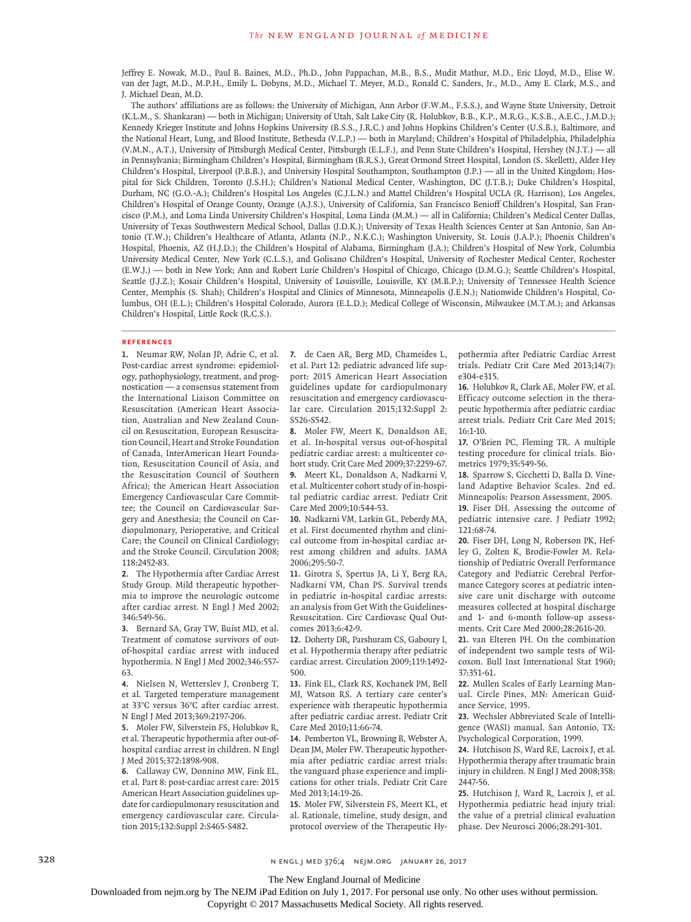Jeffrey E. Nowak, M.D., Paul B. Baines, M.D., Ph.D., John Pappachan, M.B., B.S., Mudit Mathur, M.D., Eric Lloyd, M.D., Elise W. van der Jagt, M.D., M.P.H., Emily L. Dobyns, M.D., Michael T. Meyer, M.D., Ronald C. Sanders, Jr., M.D., Amy E. Clark, M.S., and J. Michael Dean, M.D.

The authors' affiliations are as follows: the University of Michigan, Ann Arbor (F.W.M., F.S.S.), and Wayne State University, Detroit (K.L.M., S. Shankaran) — both in Michigan; University of Utah, Salt Lake City (R. Holubkov, B.B., K.P., M.R.G., K.S.B., A.E.C., J.M.D.); Kennedy Krieger Institute and Johns Hopkins University (B.S.S., J.R.C.) and Johns Hopkins Children's Center (U.S.B.), Baltimore, and the National Heart, Lung, and Blood Institute, Bethesda (V.L.P.) — both in Maryland; Children's Hospital of Philadelphia, Philadelphia (V.M.N., A.T.), University of Pittsburgh Medical Center, Pittsburgh (E.L.F.), and Penn State Children's Hospital, Hershey (N.J.T.) — all in Pennsylvania; Birmingham Children's Hospital, Birmingham (B.R.S.), Great Ormond Street Hospital, London (S. Skellett), Alder Hey Children's Hospital, Liverpool (P.B.B.), and University Hospital Southampton, Southampton (J.P.) — all in the United Kingdom; Hospital for Sick Children, Toronto (J.S.H.); Children's National Medical Center, Washington, DC (J.T.B.); Duke Children's Hospital, Durham, NC (G.O.-A.); Children's Hospital Los Angeles (C.J.L.N.) and Mattel Children's Hospital UCLA (R. Harrison), Los Angeles, Children's Hospital of Orange County, Orange (A.J.S.), University of California, San Francisco Benioff Children's Hospital, San Francisco (P.M.), and Loma Linda University Children's Hospital, Loma Linda (M.M.) — all in California; Children's Medical Center Dallas, University of Texas Southwestern Medical School, Dallas (J.D.K.); University of Texas Health Sciences Center at San Antonio, San Antonio (T.W.); Children's Healthcare of Atlanta, Atlanta (N.P., N.K.C.); Washington University, St. Louis (J.A.P.); Phoenix Children's Hospital, Phoenix, AZ (H.J.D.); the Children's Hospital of Alabama, Birmingham (J.A.); Children's Hospital of New York, Columbia University Medical Center, New York (C.L.S.), and Golisano Children's Hospital, University of Rochester Medical Center, Rochester (E.W.J.) — both in New York; Ann and Robert Lurie Children's Hospital of Chicago, Chicago (D.M.G.); Seattle Children's Hospital, Seattle (J.J.Z.); Kosair Children's Hospital, University of Louisville, Louisville, KY (M.B.P.); University of Tennessee Health Science Center, Memphis (S. Shah); Children's Hospital and Clinics of Minnesota, Minneapolis (J.E.N.); Nationwide Children's Hospital, Columbus, OH (E.L.); Children's Hospital Colorado, Aurora (E.L.D.); Medical College of Wisconsin, Milwaukee (M.T.M.); and Arkansas Children's Hospital, Little Rock (R.C.S.).

## REFERENCES

1. Neumar RW, Nolan JP, Adrie C, et al. Post-cardiac arrest syndrome: epidemiology, pathophysiology, treatment, and prognostication — a consensus statement from the International Liaison Committee on Resuscitation (American Heart Association, Australian and New Zealand Council on Resuscitation, European Resuscitation Council, Heart and Stroke Foundation of Canada, InterAmerican Heart Foundation, Resuscitation Council of Asia, and the Resuscitation Council of Southern Africa); the American Heart Association Emergency Cardiovascular Care Committee; the Council on Cardiovascular Surgery and Anesthesia; the Council on Cardiopulmonary, Perioperative, and Critical Care; the Council on Clinical Cardiology; and the Stroke Council. Circulation 2008; 118:2452-83.
2. The Hypothermia after Cardiac Arrest Study Group. Mild therapeutic hypothermia to improve the neurologic outcome after cardiac arrest. N Engl J Med 2002; 346:549-56.
3. Bernard SA, Gray TW, Buist MD, et al. Treatment of comatose survivors of out-of-hospital cardiac arrest with induced hypothermia. N Engl J Med 2002;346:557-63.
4. Nielsen N, Wetterslev J, Cronberg T, et al. Targeted temperature management at 33°C versus 36°C after cardiac arrest. N Engl J Med 2013;369:2197-206.
5. Moler FW, Silverstein FS, Holubkov R, et al. Therapeutic hypothermia after out-of-hospital cardiac arrest in children. N Engl J Med 2015;372:1898-908.
6. Callaway CW, Donnino MW, Fink EL, et al. Part 8: post-cardiac arrest care: 2015 American Heart Association guidelines update for cardiopulmonary resuscitation and emergency cardiovascular care. Circulation 2015;132:Suppl 2:S465-S482.
7. de Caen AR, Berg MD, Chameides L, et al. Part 12: pediatric advanced life support: 2015 American Heart Association guidelines update for cardiopulmonary resuscitation and emergency cardiovascular care. Circulation 2015;132:Suppl 2: S526-S542.
8. Moler FW, Meert K, Donaldson AE, et al. In-hospital versus out-of-hospital pediatric cardiac arrest: a multicenter cohort study. Crit Care Med 2009;37:2259-67.
9. Meert KL, Donaldson A, Nadkarni V, et al. Multicenter cohort study of in-hospital pediatric cardiac arrest. Pediatr Crit Care Med 2009;10:544-53.
10. Nadkarni VM, Larkin GL, Peberdy MA, et al. First documented rhythm and clinical outcome from in-hospital cardiac arrest among children and adults. JAMA 2006;295:50-7.
11. Girotra S, Spertus JA, Li Y, Berg RA, Nadkarni VM, Chan PS. Survival trends in pediatric in-hospital cardiac arrests: an analysis from Get With the Guidelines-Resuscitation. Circ Cardiovasc Qual Outcomes 2013;6:42-9.
12. Doherty DR, Parshuram CS, Gaboury I, et al. Hypothermia therapy after pediatric cardiac arrest. Circulation 2009;119:1492-500.
13. Fink EL, Clark RS, Kochanek PM, Bell MJ, Watson RS. A tertiary care center's experience with therapeutic hypothermia after pediatric cardiac arrest. Pediatr Crit Care Med 2010;11:66-74.
14. Pemberton VL, Browning B, Webster A, Dean JM, Moler FW. Therapeutic hypothermia after pediatric cardiac arrest trials: the vanguard phase experience and implications for other trials. Pediatr Crit Care Med 2013;14:19-26.
15. Moler FW, Silverstein FS, Meert KL, et al. Rationale, timeline, study design, and protocol overview of the Therapeutic Hypothermia after Pediatric Cardiac Arrest trials. Pediatr Crit Care Med 2013;14(7): e304-e315.
16. Holubkov R, Clark AE, Moler FW, et al. Efficacy outcome selection in the therapeutic hypothermia after pediatric cardiac arrest trials. Pediatr Crit Care Med 2015; 16:1-10.
17. O'Brien PC, Fleming TR. A multiple testing procedure for clinical trials. Biometrics 1979;35:549-56.
18. Sparrow S, Cicchetti D, Balla D. Vineland Adaptive Behavior Scales. 2nd ed. Minneapolis: Pearson Assessment, 2005.
19. Fiser DH. Assessing the outcome of pediatric intensive care. J Pediatr 1992; 121:68-74.
20. Fiser DH, Long N, Roberson PK, Hefley G, Zolten K, Brodie-Fowler M. Relationship of Pediatric Overall Performance Category and Pediatric Cerebral Performance Category scores at pediatric intensive care unit discharge with outcome measures collected at hospital discharge and 1- and 6-month follow-up assessments. Crit Care Med 2000;28:2616-20.
21. van Elteren PH. On the combination of independent two sample tests of Wilcoxon. Bull Inst International Stat 1960; 37:351-61.
22. Mullen Scales of Early Learning Manual. Circle Pines, MN: American Guidance Service, 1995.
23. Wechsler Abbreviated Scale of Intelligence (WASI) manual. San Antonio, TX: Psychological Corporation, 1999.
24. Hutchison JS, Ward RE, Lacroix J, et al. Hypothermia therapy after traumatic brain injury in children. N Engl J Med 2008;358: 2447-56.
25. Hutchison J, Ward R, Lacroix J, et al. Hypothermia pediatric head injury trial: the value of a pretrial clinical evaluation phase. Dev Neurosci 2006;28:291-301.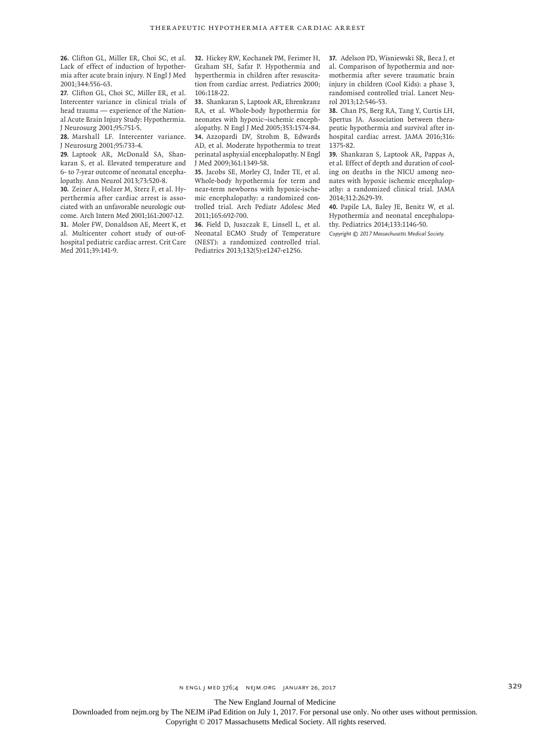**26.** Clifton GL, Miller ER, Choi SC, et al. Lack of effect of induction of hypothermia after acute brain injury. N Engl J Med 2001;344:556-63.

**27.** Clifton GL, Choi SC, Miller ER, et al. Intercenter variance in clinical trials of head trauma — experience of the National Acute Brain Injury Study: Hypothermia. J Neurosurg 2001;95:751-5.

**28.** Marshall LF. Intercenter variance. J Neurosurg 2001;95:733-4.

**29.** Laptook AR, McDonald SA, Shankaran S, et al. Elevated temperature and 6- to 7-year outcome of neonatal encephalopathy. Ann Neurol 2013;73:520-8.

**30.** Zeiner A, Holzer M, Sterz F, et al. Hyperthermia after cardiac arrest is associated with an unfavorable neurologic outcome. Arch Intern Med 2001;161:2007-12.

**31.** Moler FW, Donaldson AE, Meert K, et al. Multicenter cohort study of out-of-hospital pediatric cardiac arrest. Crit Care Med 2011;39:141-9.

**32.** Hickey RW, Kochanek PM, Ferimer H, Graham SH, Safar P. Hypothermia and hyperthermia in children after resuscitation from cardiac arrest. Pediatrics 2000; 106:118-22.

**33.** Shankaran S, Laptook AR, Ehrenkranz RA, et al. Whole-body hypothermia for neonates with hypoxic–ischemic encephalopathy. N Engl J Med 2005;353:1574-84.

**34.** Azzopardi DV, Strohm B, Edwards AD, et al. Moderate hypothermia to treat perinatal asphyxial encephalopathy. N Engl J Med 2009;361:1349-58.

**35.** Jacobs SE, Morley CJ, Inder TE, et al. Whole-body hypothermia for term and near-term newborns with hypoxic-ischemic encephalopathy: a randomized controlled trial. Arch Pediatr Adolesc Med 2011;165:692-700.

**36.** Field D, Juszczak E, Linsell L, et al. Neonatal ECMO Study of Temperature (NEST): a randomized controlled trial. Pediatrics 2013;132(5):e1247-e1256.

**37.** Adelson PD, Wisniewski SR, Beca J, et al. Comparison of hypothermia and normothermia after severe traumatic brain injury in children (Cool Kids): a phase 3, randomised controlled trial. Lancet Neurol 2013;12:546-53.

**38.** Chan PS, Berg RA, Tang Y, Curtis LH, Spertus JA. Association between therapeutic hypothermia and survival after in-hospital cardiac arrest. JAMA 2016;316: 1375-82.

**39.** Shankaran S, Laptook AR, Pappas A, et al. Effect of depth and duration of cooling on deaths in the NICU among neonates with hypoxic ischemic encephalopathy: a randomized clinical trial. JAMA 2014;312:2629-39.

**40.** Papile LA, Baley JE, Benitz W, et al. Hypothermia and neonatal encephalopathy. Pediatrics 2014;133:1146-50.

*Copyright © 2017 Massachusetts Medical Society.*